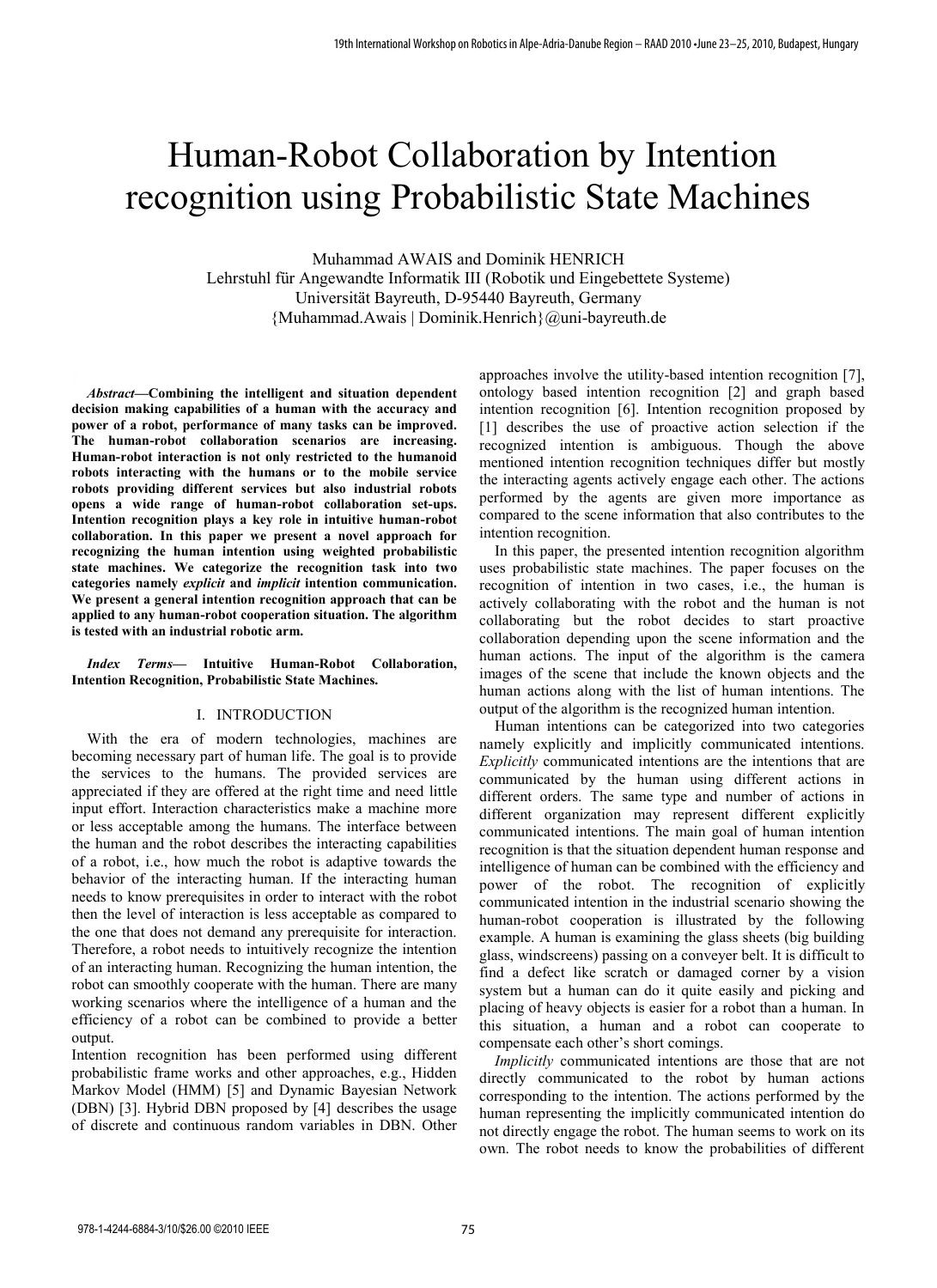# Human-Robot Collaboration by Intention recognition using Probabilistic State Machines

Muhammad AWAIS and Dominik HENRICH

Lehrstuhl für Angewandte Informatik III (Robotik und Eingebettete Systeme)
Universität Bayreuth, D-95440 Bayreuth, Germany
{Muhammad.Awais | Dominik.Henrich}@uni-bayreuth.de

***Abstract*—Combining the intelligent and situation dependent decision making capabilities of a human with the accuracy and power of a robot, performance of many tasks can be improved. The human-robot collaboration scenarios are increasing. Human-robot interaction is not only restricted to the humanoid robots interacting with the humans or to the mobile service robots providing different services but also industrial robots opens a wide range of human-robot collaboration set-ups. Intention recognition plays a key role in intuitive human-robot collaboration. In this paper we present a novel approach for recognizing the human intention using weighted probabilistic state machines. We categorize the recognition task into two categories namely *explicit* and *implicit* intention communication. We present a general intention recognition approach that can be applied to any human-robot cooperation situation. The algorithm is tested with an industrial robotic arm.**

***Index Terms*— Intuitive Human-Robot Collaboration, Intention Recognition, Probabilistic State Machines.**

## I. INTRODUCTION

With the era of modern technologies, machines are becoming necessary part of human life. The goal is to provide the services to the humans. The provided services are appreciated if they are offered at the right time and need little input effort. Interaction characteristics make a machine more or less acceptable among the humans. The interface between the human and the robot describes the interacting capabilities of a robot, i.e., how much the robot is adaptive towards the behavior of the interacting human. If the interacting human needs to know prerequisites in order to interact with the robot then the level of interaction is less acceptable as compared to the one that does not demand any prerequisite for interaction. Therefore, a robot needs to intuitively recognize the intention of an interacting human. Recognizing the human intention, the robot can smoothly cooperate with the human. There are many working scenarios where the intelligence of a human and the efficiency of a robot can be combined to provide a better output.

Intention recognition has been performed using different probabilistic frame works and other approaches, e.g., Hidden Markov Model (HMM) [5] and Dynamic Bayesian Network (DBN) [3]. Hybrid DBN proposed by [4] describes the usage of discrete and continuous random variables in DBN. Other approaches involve the utility-based intention recognition [7], ontology based intention recognition [2] and graph based intention recognition [6]. Intention recognition proposed by [1] describes the use of proactive action selection if the recognized intention is ambiguous. Though the above mentioned intention recognition techniques differ but mostly the interacting agents actively engage each other. The actions performed by the agents are given more importance as compared to the scene information that also contributes to the intention recognition.

In this paper, the presented intention recognition algorithm uses probabilistic state machines. The paper focuses on the recognition of intention in two cases, i.e., the human is actively collaborating with the robot and the human is not collaborating but the robot decides to start proactive collaboration depending upon the scene information and the human actions. The input of the algorithm is the camera images of the scene that include the known objects and the human actions along with the list of human intentions. The output of the algorithm is the recognized human intention.

Human intentions can be categorized into two categories namely explicitly and implicitly communicated intentions. *Explicitly* communicated intentions are the intentions that are communicated by the human using different actions in different orders. The same type and number of actions in different organization may represent different explicitly communicated intentions. The main goal of human intention recognition is that the situation dependent human response and intelligence of human can be combined with the efficiency and power of the robot. The recognition of explicitly communicated intention in the industrial scenario showing the human-robot cooperation is illustrated by the following example. A human is examining the glass sheets (big building glass, windscreens) passing on a conveyer belt. It is difficult to find a defect like scratch or damaged corner by a vision system but a human can do it quite easily and picking and placing of heavy objects is easier for a robot than a human. In this situation, a human and a robot can cooperate to compensate each other's short comings.

*Implicitly* communicated intentions are those that are not directly communicated to the robot by human actions corresponding to the intention. The actions performed by the human representing the implicitly communicated intention do not directly engage the robot. The human seems to work on its own. The robot needs to know the probabilities of different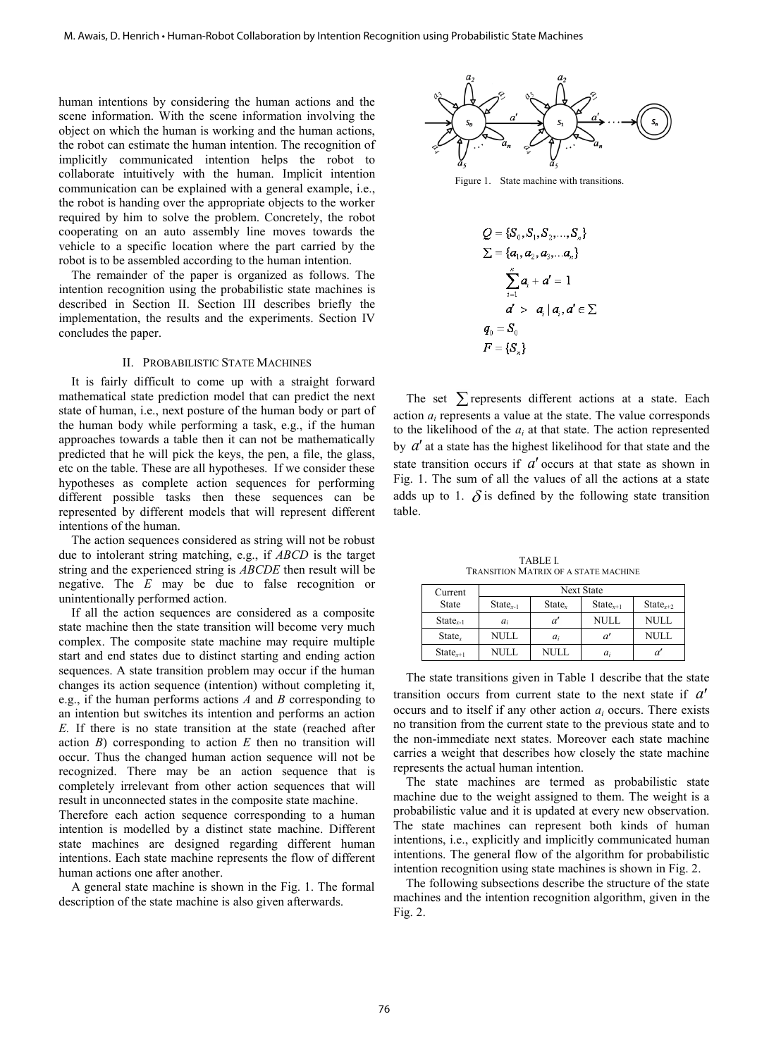human intentions by considering the human actions and the scene information. With the scene information involving the object on which the human is working and the human actions, the robot can estimate the human intention. The recognition of implicitly communicated intention helps the robot to collaborate intuitively with the human. Implicit intention communication can be explained with a general example, i.e., the robot is handing over the appropriate objects to the worker required by him to solve the problem. Concretely, the robot cooperating on an auto assembly line moves towards the vehicle to a specific location where the part carried by the robot is to be assembled according to the human intention.

The remainder of the paper is organized as follows. The intention recognition using the probabilistic state machines is described in Section II. Section III describes briefly the implementation, the results and the experiments. Section IV concludes the paper.

## II. Probabilistic State Machines

It is fairly difficult to come up with a straight forward mathematical state prediction model that can predict the next state of human, i.e., next posture of the human body or part of the human body while performing a task, e.g., if the human approaches towards a table then it can not be mathematically predicted that he will pick the keys, the pen, a file, the glass, etc on the table. These are all hypotheses. If we consider these hypotheses as complete action sequences for performing different possible tasks then these sequences can be represented by different models that will represent different intentions of the human.

The action sequences considered as string will not be robust due to intolerant string matching, e.g., if *ABCD* is the target string and the experienced string is *ABCDE* then result will be negative. The *E* may be due to false recognition or unintentionally performed action.

If all the action sequences are considered as a composite state machine then the state transition will become very much complex. The composite state machine may require multiple start and end states due to distinct starting and ending action sequences. A state transition problem may occur if the human changes its action sequence (intention) without completing it, e.g., if the human performs actions *A* and *B* corresponding to an intention but switches its intention and performs an action *E*. If there is no state transition at the state (reached after action *B*) corresponding to action *E* then no transition will occur. Thus the changed human action sequence will not be recognized. There may be an action sequence that is completely irrelevant from other action sequences that will result in unconnected states in the composite state machine.

Therefore each action sequence corresponding to a human intention is modelled by a distinct state machine. Different state machines are designed regarding different human intentions. Each state machine represents the flow of different human actions one after another.

A general state machine is shown in the Fig. 1. The formal description of the state machine is also given afterwards.

Figure 1. State machine with transitions.

$$Q = \{S_0, S_1, S_2, \ldots, S_n\}$$

$$\Sigma = \{a_1, a_2, a_3, \ldots a_n\}$$

$$\sum_{i=1}^{n} a_i + a' = 1$$

$$a' > a_i \mid a_i, a' \in \Sigma$$

$$q_0 = S_0$$

$$F = \{S_n\}$$

The set $\sum$ represents different actions at a state. Each action $a_i$ represents a value at the state. The value corresponds to the likelihood of the $a_i$ at that state. The action represented by $a'$ at a state has the highest likelihood for that state and the state transition occurs if $a'$ occurs at that state as shown in Fig. 1. The sum of all the values of all the actions at a state adds up to 1. $\delta$ is defined by the following state transition table.

TABLE I.
TRANSITION MATRIX OF A STATE MACHINE

| Current State | Next State | | | |
|---|---|---|---|---|
| | $State_{x-1}$ | $State_x$ | $State_{x+1}$ | $State_{x+2}$ |
| $State_{x-1}$ | $a_i$ | $a'$ | NULL | NULL |
| $State_x$ | NULL | $a_i$ | $a'$ | NULL |
| $State_{x+1}$ | NULL | NULL | $a_i$ | $a'$ |

The state transitions given in Table 1 describe that the state transition occurs from current state to the next state if $a'$ occurs and to itself if any other action $a_i$ occurs. There exists no transition from the current state to the previous state and to the non-immediate next states. Moreover each state machine carries a weight that describes how closely the state machine represents the actual human intention.

The state machines are termed as probabilistic state machine due to the weight assigned to them. The weight is a probabilistic value and it is updated at every new observation. The state machines can represent both kinds of human intentions, i.e., explicitly and implicitly communicated human intentions. The general flow of the algorithm for probabilistic intention recognition using state machines is shown in Fig. 2.

The following subsections describe the structure of the state machines and the intention recognition algorithm, given in the Fig. 2.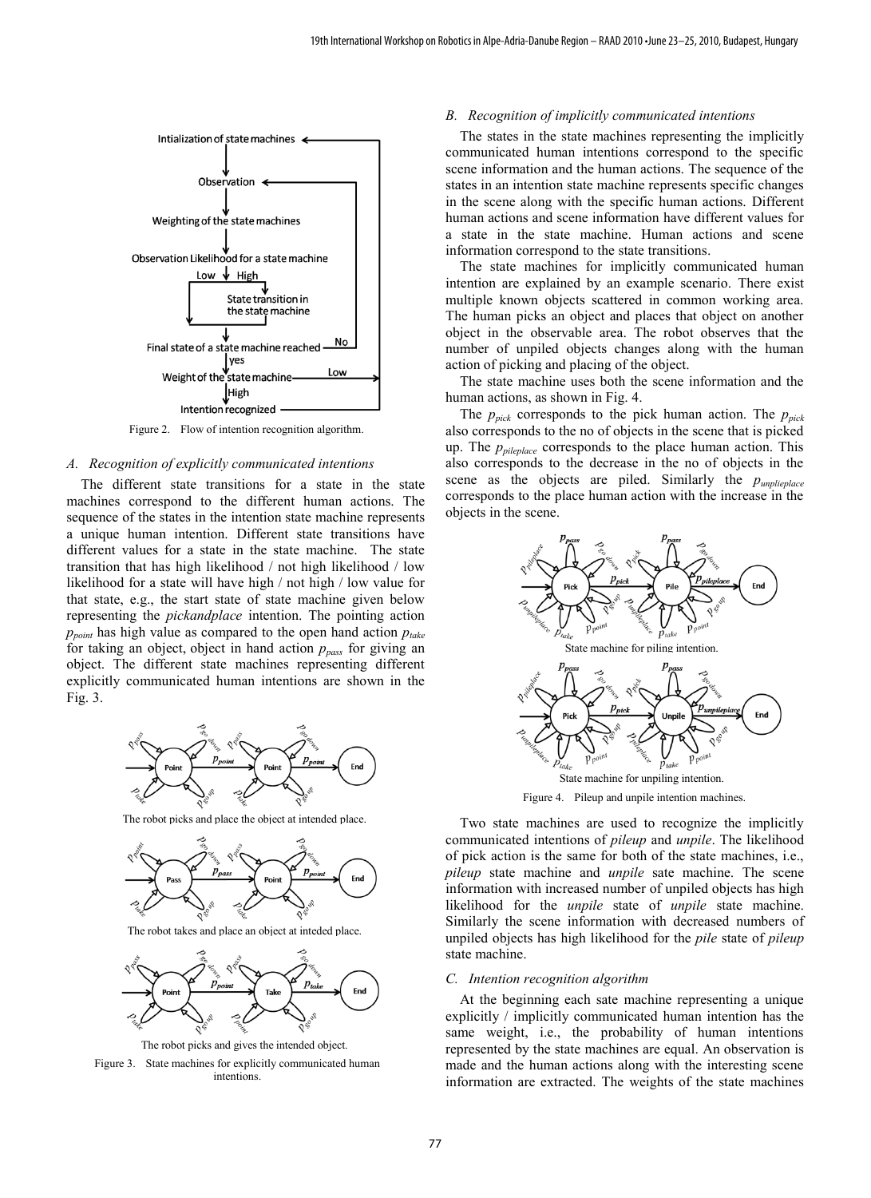Figure 2. Flow of intention recognition algorithm.

### A. Recognition of explicitly communicated intentions

The different state transitions for a state in the state machines correspond to the different human actions. The sequence of the states in the intention state machine represents a unique human intention. Different state transitions have different values for a state in the state machine. The state transition that has high likelihood / not high likelihood / low likelihood for a state will have high / not high / low value for that state, e.g., the start state of state machine given below representing the *pickandplace* intention. The pointing action $p_{point}$ has high value as compared to the open hand action $p_{take}$ for taking an object, object in hand action $p_{pass}$ for giving an object. The different state machines representing different explicitly communicated human intentions are shown in the Fig. 3.

The robot picks and place the object at intended place.

The robot takes and place an object at inteded place.

The robot picks and gives the intended object.

Figure 3. State machines for explicitly communicated human intentions.

### B. Recognition of implicitly communicated intentions

The states in the state machines representing the implicitly communicated human intentions correspond to the specific scene information and the human actions. The sequence of the states in an intention state machine represents specific changes in the scene along with the specific human actions. Different human actions and scene information have different values for a state in the state machine. Human actions and scene information correspond to the state transitions.

The state machines for implicitly communicated human intention are explained by an example scenario. There exist multiple known objects scattered in common working area. The human picks an object and places that object on another object in the observable area. The robot observes that the number of unpiled objects changes along with the human action of picking and placing of the object.

The state machine uses both the scene information and the human actions, as shown in Fig. 4.

The $p_{pick}$ corresponds to the pick human action. The $p_{pick}$ also corresponds to the no of objects in the scene that is picked up. The $p_{pileplace}$ corresponds to the place human action. This also corresponds to the decrease in the no of objects in the scene as the objects are piled. Similarly the $p_{unpileplace}$ corresponds to the place human action with the increase in the objects in the scene.

State machine for piling intention.

State machine for unpiling intention.

Figure 4. Pileup and unpile intention machines.

Two state machines are used to recognize the implicitly communicated intentions of *pileup* and *unpile*. The likelihood of pick action is the same for both of the state machines, i.e., *pileup* state machine and *unpile* sate machine. The scene information with increased number of unpiled objects has high likelihood for the *unpile* state of *unpile* state machine. Similarly the scene information with decreased numbers of unpiled objects has high likelihood for the *pile* state of *pileup* state machine.

### C. Intention recognition algorithm

At the beginning each sate machine representing a unique explicitly / implicitly communicated human intention has the same weight, i.e., the probability of human intentions represented by the state machines are equal. An observation is made and the human actions along with the interesting scene information are extracted. The weights of the state machines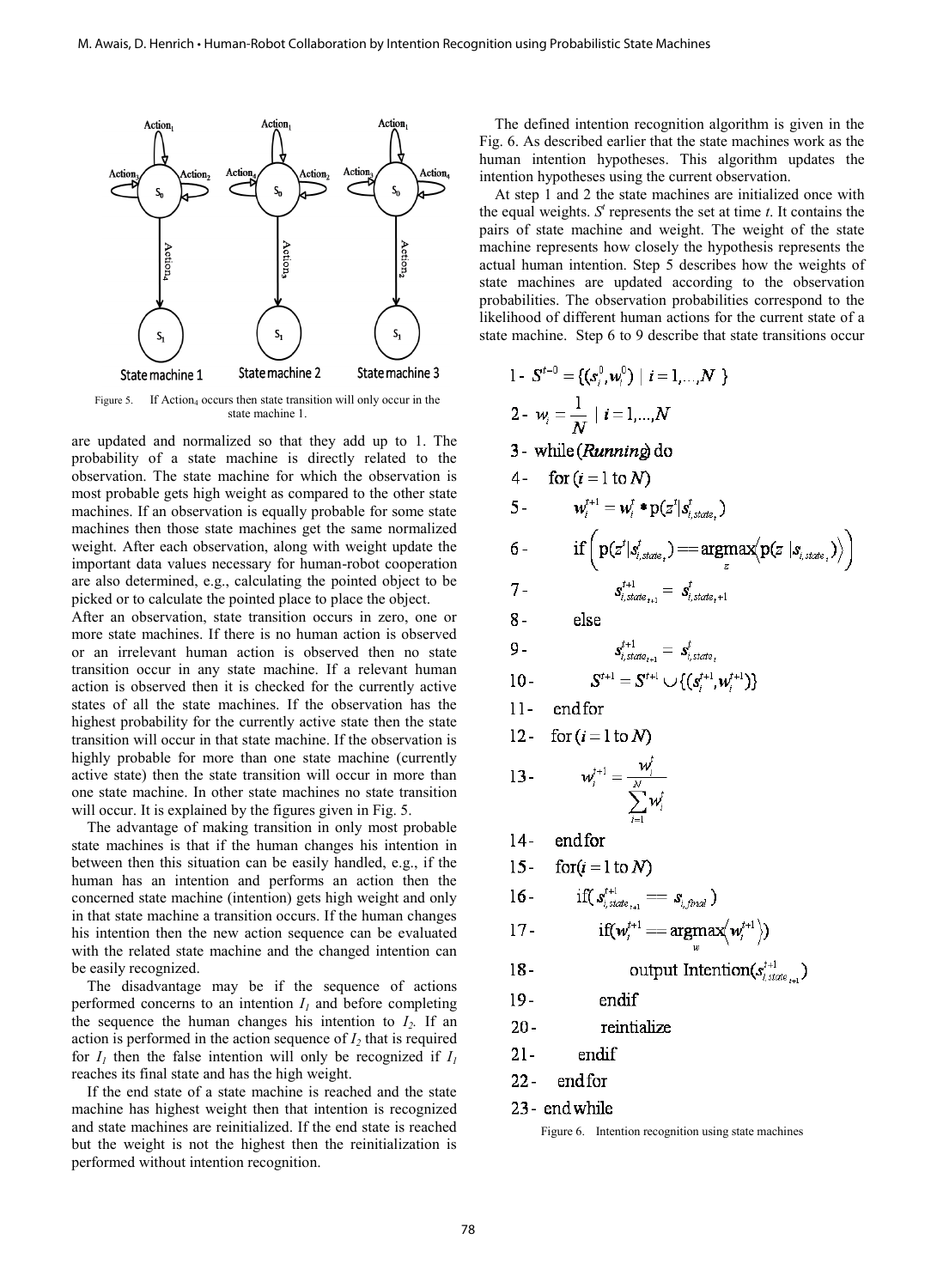Figure 5. If Action$_4$ occurs then state transition will only occur in the state machine 1.

are updated and normalized so that they add up to 1. The probability of a state machine is directly related to the observation. The state machine for which the observation is most probable gets high weight as compared to the other state machines. If an observation is equally probable for some state machines then those state machines get the same normalized weight. After each observation, along with weight update the important data values necessary for human-robot cooperation are also determined, e.g., calculating the pointed object to be picked or to calculate the pointed place to place the object.

After an observation, state transition occurs in zero, one or more state machines. If there is no human action is observed or an irrelevant human action is observed then no state transition occur in any state machine. If a relevant human action is observed then it is checked for the currently active states of all the state machines. If the observation has the highest probability for the currently active state then the state transition will occur in that state machine. If the observation is highly probable for more than one state machine (currently active state) then the state transition will occur in more than one state machine. In other state machines no state transition will occur. It is explained by the figures given in Fig. 5.

The advantage of making transition in only most probable state machines is that if the human changes his intention in between then this situation can be easily handled, e.g., if the human has an intention and performs an action then the concerned state machine (intention) gets high weight and only in that state machine a transition occurs. If the human changes his intention then the new action sequence can be evaluated with the related state machine and the changed intention can be easily recognized.

The disadvantage may be if the sequence of actions performed concerns to an intention $I_1$ and before completing the sequence the human changes his intention to $I_2$. If an action is performed in the action sequence of $I_2$ that is required for $I_1$ then the false intention will only be recognized if $I_1$ reaches its final state and has the high weight.

If the end state of a state machine is reached and the state machine has highest weight then that intention is recognized and state machines are reinitialized. If the end state is reached but the weight is not the highest then the reinitialization is performed without intention recognition.

The defined intention recognition algorithm is given in the Fig. 6. As described earlier that the state machines work as the human intention hypotheses. This algorithm updates the intention hypotheses using the current observation.

At step 1 and 2 the state machines are initialized once with the equal weights. $S^t$ represents the set at time $t$. It contains the pairs of state machine and weight. The weight of the state machine represents how closely the hypothesis represents the actual human intention. Step 5 describes how the weights of state machines are updated according to the observation probabilities. The observation probabilities correspond to the likelihood of different human actions for the current state of a state machine. Step 6 to 9 describe that state transitions occur

1- $S^{t=0} = \{(s_i^0, w_i^0) \mid i = 1,\ldots,N\}$

2- $w_i = \frac{1}{N} \mid i = 1,\ldots,N$

3- while(*Running*) do

4- for $(i = 1 \text{ to } N)$

5- $w_i^{t+1} = w_i^t * \mathrm{p}(z^t | s_{i,state_t}^t)$

6- if $\left(\mathrm{p}(z^t | s_{i,state_t}^t) == \underset{z}{\mathrm{argmax}} \langle \mathrm{p}(z \mid s_{i,state_t}) \rangle \right)$

7- $s_{i,state_{t+1}}^{t+1} = s_{i,state_t+1}^t$

8- else

9- $s_{i,state_{t+1}}^{t+1} = s_{i,state_t}^t$

10- $S^{t+1} = S^{t+1} \cup \{(s_i^{t+1}, w_i^{t+1})\}$

11- endfor

12- for $(i = 1 \text{ to } N)$

13- $w_i^{t+1} = \dfrac{w_i^t}{\sum_{i=1}^{N} w_i^t}$

14- endfor

15- for$(i = 1 \text{ to } N)$

16- if$(s_{i,state_{t+1}}^{t+1} == s_{i,final})$

17- if$(w_i^{t+1} == \underset{w}{\mathrm{argmax}} \langle w_i^{t+1} \rangle)$

18- output Intention$(s_{i,state_{t+1}}^{t+1})$

19- endif

20- reintialize

21- endif

22- endfor

23- endwhile

Figure 6. Intention recognition using state machines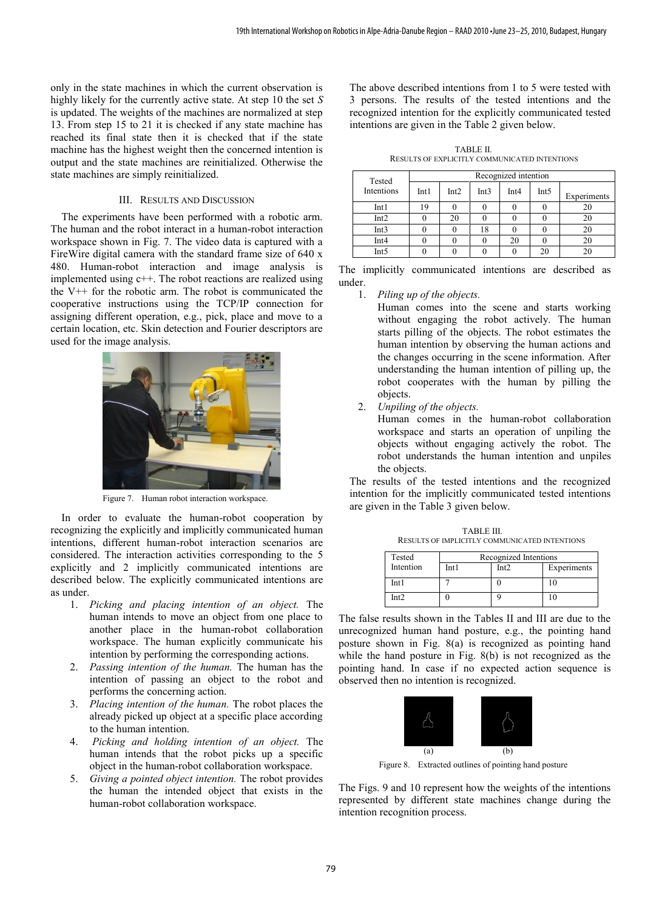only in the state machines in which the current observation is highly likely for the currently active state. At step 10 the set $S$ is updated. The weights of the machines are normalized at step 13. From step 15 to 21 it is checked if any state machine has reached its final state then it is checked that if the state machine has the highest weight then the concerned intention is output and the state machines are reinitialized. Otherwise the state machines are simply reinitialized.

## III. Results and Discussion

The experiments have been performed with a robotic arm. The human and the robot interact in a human-robot interaction workspace shown in Fig. 7. The video data is captured with a FireWire digital camera with the standard frame size of 640 x 480. Human-robot interaction and image analysis is implemented using c++. The robot reactions are realized using the V++ for the robotic arm. The robot is communicated the cooperative instructions using the TCP/IP connection for assigning different operation, e.g., pick, place and move to a certain location, etc. Skin detection and Fourier descriptors are used for the image analysis.

Figure 7. Human robot interaction workspace.

In order to evaluate the human-robot cooperation by recognizing the explicitly and implicitly communicated human intentions, different human-robot interaction scenarios are considered. The interaction activities corresponding to the 5 explicitly and 2 implicitly communicated intentions are described below. The explicitly communicated intentions are as under.

1. *Picking and placing intention of an object.* The human intends to move an object from one place to another place in the human-robot collaboration workspace. The human explicitly communicate his intention by performing the corresponding actions.
2. *Passing intention of the human.* The human has the intention of passing an object to the robot and performs the concerning action.
3. *Placing intention of the human.* The robot places the already picked up object at a specific place according to the human intention.
4. *Picking and holding intention of an object.* The human intends that the robot picks up a specific object in the human-robot collaboration workspace.
5. *Giving a pointed object intention.* The robot provides the human the intended object that exists in the human-robot collaboration workspace.

The above described intentions from 1 to 5 were tested with 3 persons. The results of the tested intentions and the recognized intention for the explicitly communicated tested intentions are given in the Table 2 given below.

TABLE II.
RESULTS OF EXPLICITLY COMMUNICATED INTENTIONS

| Tested Intentions | Recognized intention | | | | | |
|---|---|---|---|---|---|---|
| | Int1 | Int2 | Int3 | Int4 | Int5 | Experiments |
| Int1 | 19 | 0 | 0 | 0 | 0 | 20 |
| Int2 | 0 | 20 | 0 | 0 | 0 | 20 |
| Int3 | 0 | 0 | 18 | 0 | 0 | 20 |
| Int4 | 0 | 0 | 0 | 20 | 0 | 20 |
| Int5 | 0 | 0 | 0 | 0 | 20 | 20 |

The implicitly communicated intentions are described as under.

1. *Piling up of the objects.*
   Human comes into the scene and starts working without engaging the robot actively. The human starts pilling of the objects. The robot estimates the human intention by observing the human actions and the changes occurring in the scene information. After understanding the human intention of pilling up, the robot cooperates with the human by pilling the objects.
2. *Unpiling of the objects.*
   Human comes in the human-robot collaboration workspace and starts an operation of unpiling the objects without engaging actively the robot. The robot understands the human intention and unpiles the objects.

The results of the tested intentions and the recognized intention for the implicitly communicated tested intentions are given in the Table 3 given below.

TABLE III.
RESULTS OF IMPLICITLY COMMUNICATED INTENTIONS

| Tested Intention | Recognized Intentions | | |
|---|---|---|---|
| | Int1 | Int2 | Experiments |
| Int1 | 7 | 0 | 10 |
| Int2 | 0 | 9 | 10 |

The false results shown in the Tables II and III are due to the unrecognized human hand posture, e.g., the pointing hand posture shown in Fig. 8(a) is recognized as pointing hand while the hand posture in Fig. 8(b) is not recognized as the pointing hand. In case if no expected action sequence is observed then no intention is recognized.

(a) (b)

Figure 8. Extracted outlines of pointing hand posture

The Figs. 9 and 10 represent how the weights of the intentions represented by different state machines change during the intention recognition process.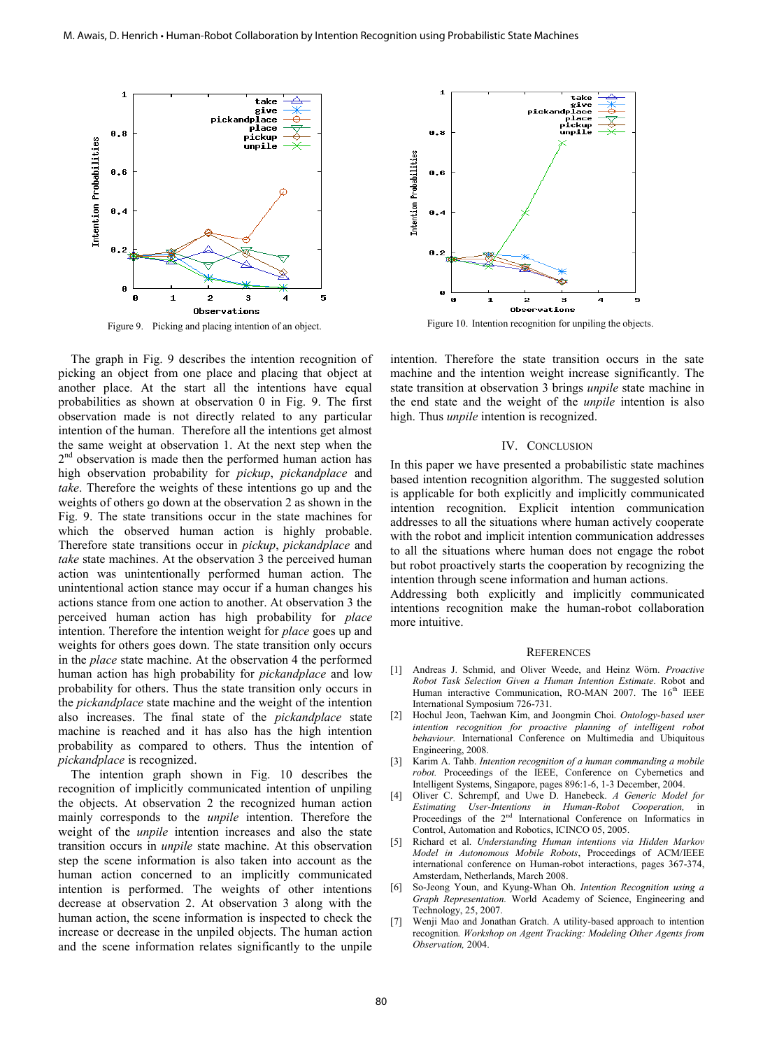1
0.8
0.6
0.4
0.2
0
0 1 2 3 4 5
Intention Probabilities
Observations
take
give
pickandplace
place
pickup
unpile

Figure 9. Picking and placing intention of an object.

1
0.8
0.6
0.4
0.2
0
0 1 2 3 4 5
Intention Probabilities
Observations
take
give
pickandplace
place
pickup
unpile

Figure 10. Intention recognition for unpiling the objects.

The graph in Fig. 9 describes the intention recognition of picking an object from one place and placing that object at another place. At the start all the intentions have equal probabilities as shown at observation 0 in Fig. 9. The first observation made is not directly related to any particular intention of the human. Therefore all the intentions get almost the same weight at observation 1. At the next step when the 2nd observation is made then the performed human action has high observation probability for *pickup*, *pickandplace* and *take*. Therefore the weights of these intentions go up and the weights of others go down at the observation 2 as shown in the Fig. 9. The state transitions occur in the state machines for which the observed human action is highly probable. Therefore state transitions occur in *pickup*, *pickandplace* and *take* state machines. At the observation 3 the perceived human action was unintentionally performed human action. The unintentional action stance may occur if a human changes his actions stance from one action to another. At observation 3 the perceived human action has high probability for *place* intention. Therefore the intention weight for *place* goes up and weights for others goes down. The state transition only occurs in the *place* state machine. At the observation 4 the performed human action has high probability for *pickandplace* and low probability for others. Thus the state transition only occurs in the *pickandplace* state machine and the weight of the intention also increases. The final state of the *pickandplace* state machine is reached and it has also has the high intention probability as compared to others. Thus the intention of *pickandplace* is recognized.

The intention graph shown in Fig. 10 describes the recognition of implicitly communicated intention of unpiling the objects. At observation 2 the recognized human action mainly corresponds to the *unpile* intention. Therefore the weight of the *unpile* intention increases and also the state transition occurs in *unpile* state machine. At this observation step the scene information is also taken into account as the human action concerned to an implicitly communicated intention is performed. The weights of other intentions decrease at observation 2. At observation 3 along with the human action, the scene information is inspected to check the increase or decrease in the unpiled objects. The human action and the scene information relates significantly to the unpile intention. Therefore the state transition occurs in the sate machine and the intention weight increase significantly. The state transition at observation 3 brings *unpile* state machine in the end state and the weight of the *unpile* intention is also high. Thus *unpile* intention is recognized.

## IV. Conclusion

In this paper we have presented a probabilistic state machines based intention recognition algorithm. The suggested solution is applicable for both explicitly and implicitly communicated intention recognition. Explicit intention communication addresses to all the situations where human actively cooperate with the robot and implicit intention communication addresses to all the situations where human does not engage the robot but robot proactively starts the cooperation by recognizing the intention through scene information and human actions.

Addressing both explicitly and implicitly communicated intentions recognition make the human-robot collaboration more intuitive.

## References

[1] Andreas J. Schmid, and Oliver Weede, and Heinz Wörn. *Proactive Robot Task Selection Given a Human Intention Estimate.* Robot and Human interactive Communication, RO-MAN 2007. The 16th IEEE International Symposium 726-731.

[2] Hochul Jeon, Taehwan Kim, and Joongmin Choi. *Ontology-based user intention recognition for proactive planning of intelligent robot behaviour.* International Conference on Multimedia and Ubiquitous Engineering, 2008.

[3] Karim A. Tahb. *Intention recognition of a human commanding a mobile robot.* Proceedings of the IEEE, Conference on Cybernetics and Intelligent Systems, Singapore, pages 896:1-6, 1-3 December, 2004.

[4] Oliver C. Schrempf, and Uwe D. Hanebeck. *A Generic Model for Estimating User-Intentions in Human-Robot Cooperation,* in Proceedings of the 2nd International Conference on Informatics in Control, Automation and Robotics, ICINCO 05, 2005.

[5] Richard et al. *Understanding Human intentions via Hidden Markov Model in Autonomous Mobile Robots*, Proceedings of ACM/IEEE international conference on Human-robot interactions, pages 367-374, Amsterdam, Netherlands, March 2008.

[6] So-Jeong Youn, and Kyung-Whan Oh. *Intention Recognition using a Graph Representation.* World Academy of Science, Engineering and Technology, 25, 2007.

[7] Wenji Mao and Jonathan Gratch. A utility-based approach to intention recognition. *Workshop on Agent Tracking: Modeling Other Agents from Observation,* 2004.